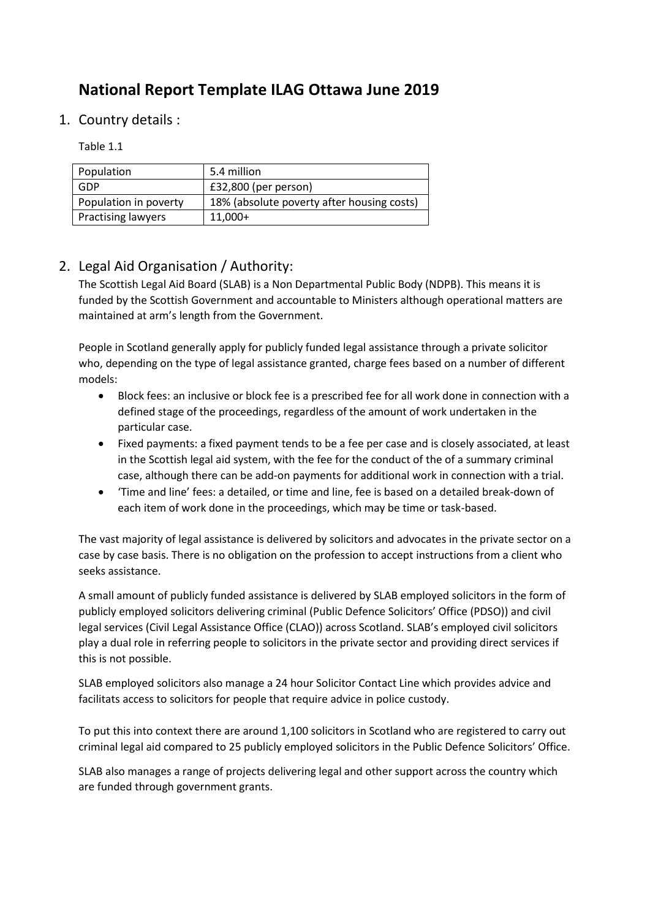# National Report Template ILAG Ottawa June 2019

## 1. Country details :

Table 1.1

| Population | 5.4 million |
| --- | --- |
| GDP | £32,800 (per person) |
| Population in poverty | 18% (absolute poverty after housing costs) |
| Practising lawyers | 11,000+ |

## 2. Legal Aid Organisation / Authority:

The Scottish Legal Aid Board (SLAB) is a Non Departmental Public Body (NDPB). This means it is funded by the Scottish Government and accountable to Ministers although operational matters are maintained at arm's length from the Government.

People in Scotland generally apply for publicly funded legal assistance through a private solicitor who, depending on the type of legal assistance granted, charge fees based on a number of different models:

- Block fees: an inclusive or block fee is a prescribed fee for all work done in connection with a defined stage of the proceedings, regardless of the amount of work undertaken in the particular case.
- Fixed payments: a fixed payment tends to be a fee per case and is closely associated, at least in the Scottish legal aid system, with the fee for the conduct of the of a summary criminal case, although there can be add-on payments for additional work in connection with a trial.
- 'Time and line' fees: a detailed, or time and line, fee is based on a detailed break-down of each item of work done in the proceedings, which may be time or task-based.

The vast majority of legal assistance is delivered by solicitors and advocates in the private sector on a case by case basis. There is no obligation on the profession to accept instructions from a client who seeks assistance.

A small amount of publicly funded assistance is delivered by SLAB employed solicitors in the form of publicly employed solicitors delivering criminal (Public Defence Solicitors' Office (PDSO)) and civil legal services (Civil Legal Assistance Office (CLAO)) across Scotland. SLAB's employed civil solicitors play a dual role in referring people to solicitors in the private sector and providing direct services if this is not possible.

SLAB employed solicitors also manage a 24 hour Solicitor Contact Line which provides advice and facilitats access to solicitors for people that require advice in police custody.

To put this into context there are around 1,100 solicitors in Scotland who are registered to carry out criminal legal aid compared to 25 publicly employed solicitors in the Public Defence Solicitors' Office.

SLAB also manages a range of projects delivering legal and other support across the country which are funded through government grants.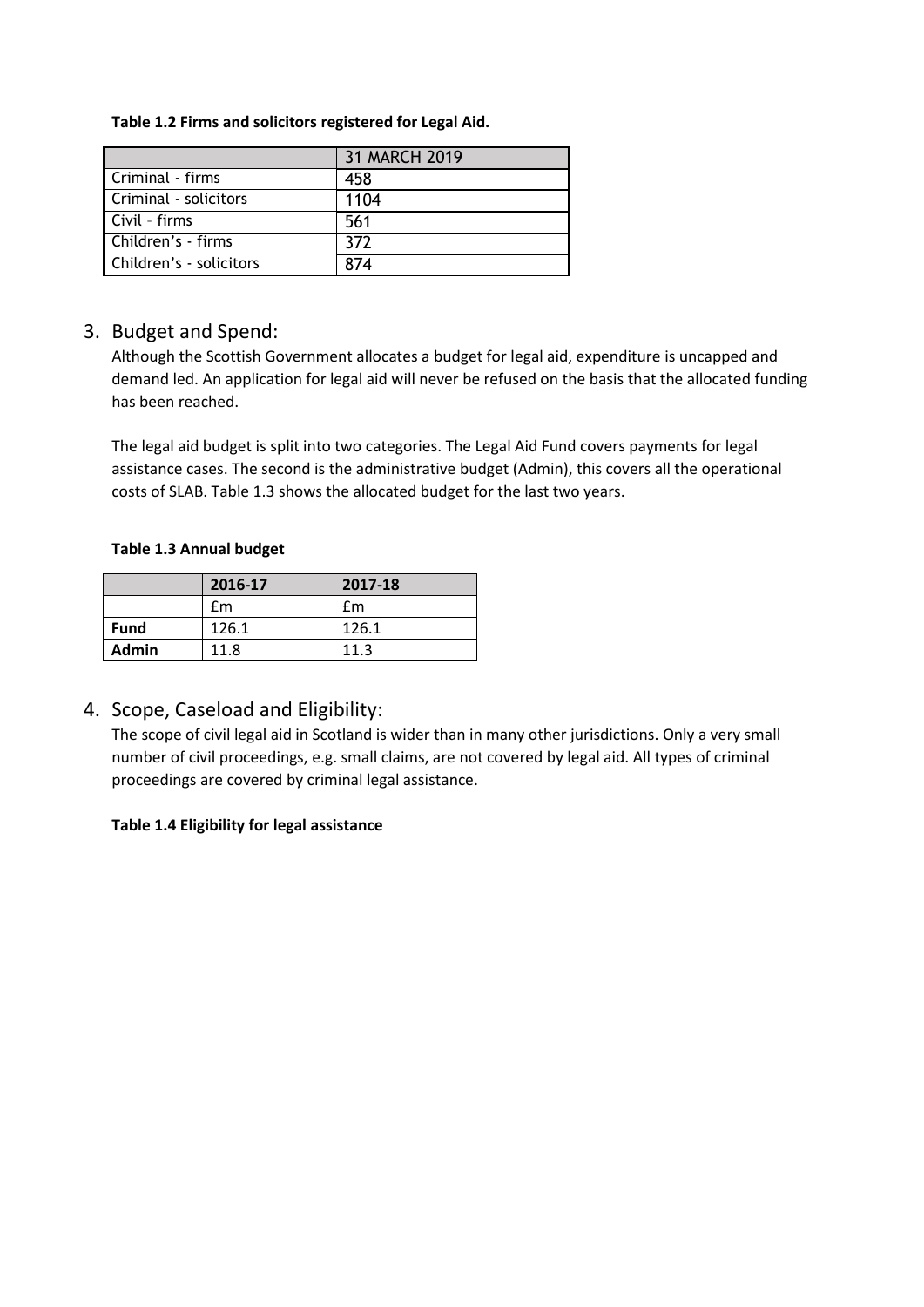**Table 1.2 Firms and solicitors registered for Legal Aid.**

| | 31 MARCH 2019 |
|---|---|
| Criminal - firms | 458 |
| Criminal - solicitors | 1104 |
| Civil – firms | 561 |
| Children's - firms | 372 |
| Children's - solicitors | 874 |

3. Budget and Spend:

Although the Scottish Government allocates a budget for legal aid, expenditure is uncapped and demand led. An application for legal aid will never be refused on the basis that the allocated funding has been reached.

The legal aid budget is split into two categories. The Legal Aid Fund covers payments for legal assistance cases. The second is the administrative budget (Admin), this covers all the operational costs of SLAB. Table 1.3 shows the allocated budget for the last two years.

**Table 1.3 Annual budget**

| | **2016-17** | **2017-18** |
|---|---|---|
| | £m | £m |
| **Fund** | 126.1 | 126.1 |
| **Admin** | 11.8 | 11.3 |

4. Scope, Caseload and Eligibility:

The scope of civil legal aid in Scotland is wider than in many other jurisdictions. Only a very small number of civil proceedings, e.g. small claims, are not covered by legal aid. All types of criminal proceedings are covered by criminal legal assistance.

**Table 1.4 Eligibility for legal assistance**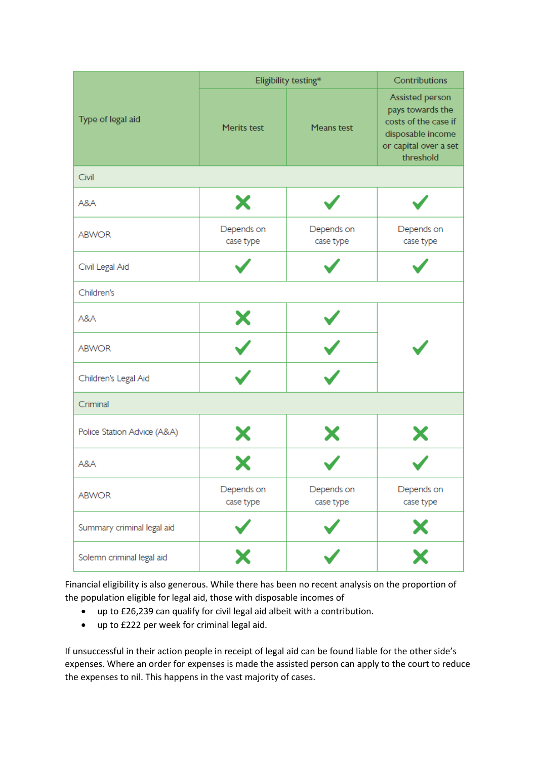| Type of legal aid | Eligibility testing* | | Contributions |
|---|---|---|---|
| | Merits test | Means test | Assisted person pays towards the costs of the case if disposable income or capital over a set threshold |
| Civil | | | |
| A&A | ✗ | ✓ | ✓ |
| ABWOR | Depends on case type | Depends on case type | Depends on case type |
| Civil Legal Aid | ✓ | ✓ | ✓ |
| Children's | | | |
| A&A | ✗ | ✓ | ✓ |
| ABWOR | ✓ | ✓ | |
| Children's Legal Aid | ✓ | ✓ | |
| Criminal | | | |
| Police Station Advice (A&A) | ✗ | ✗ | ✗ |
| A&A | ✗ | ✓ | ✓ |
| ABWOR | Depends on case type | Depends on case type | Depends on case type |
| Summary criminal legal aid | ✓ | ✓ | ✗ |
| Solemn criminal legal aid | ✗ | ✓ | ✗ |

Financial eligibility is also generous. While there has been no recent analysis on the proportion of the population eligible for legal aid, those with disposable incomes of

- up to £26,239 can qualify for civil legal aid albeit with a contribution.
- up to £222 per week for criminal legal aid.

If unsuccessful in their action people in receipt of legal aid can be found liable for the other side's expenses. Where an order for expenses is made the assisted person can apply to the court to reduce the expenses to nil. This happens in the vast majority of cases.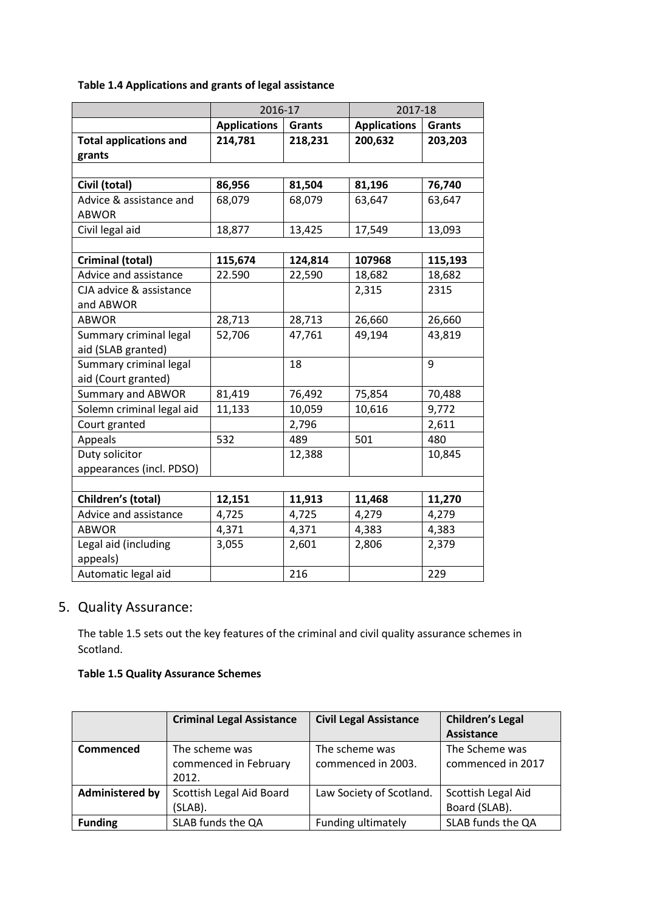**Table 1.4 Applications and grants of legal assistance**

| | 2016-17 | | 2017-18 | |
|---|---|---|---|---|
| | **Applications** | **Grants** | **Applications** | **Grants** |
| **Total applications and grants** | **214,781** | **218,231** | **200,632** | **203,203** |
| | | | | |
| **Civil (total)** | **86,956** | **81,504** | **81,196** | **76,740** |
| Advice & assistance and ABWOR | 68,079 | 68,079 | 63,647 | 63,647 |
| Civil legal aid | 18,877 | 13,425 | 17,549 | 13,093 |
| | | | | |
| **Criminal (total)** | **115,674** | **124,814** | **107968** | **115,193** |
| Advice and assistance | 22.590 | 22,590 | 18,682 | 18,682 |
| CJA advice & assistance and ABWOR | | | 2,315 | 2315 |
| ABWOR | 28,713 | 28,713 | 26,660 | 26,660 |
| Summary criminal legal aid (SLAB granted) | 52,706 | 47,761 | 49,194 | 43,819 |
| Summary criminal legal aid (Court granted) | | 18 | | 9 |
| Summary and ABWOR | 81,419 | 76,492 | 75,854 | 70,488 |
| Solemn criminal legal aid | 11,133 | 10,059 | 10,616 | 9,772 |
| Court granted | | 2,796 | | 2,611 |
| Appeals | 532 | 489 | 501 | 480 |
| Duty solicitor appearances (incl. PDSO) | | 12,388 | | 10,845 |
| | | | | |
| **Children's (total)** | **12,151** | **11,913** | **11,468** | **11,270** |
| Advice and assistance | 4,725 | 4,725 | 4,279 | 4,279 |
| ABWOR | 4,371 | 4,371 | 4,383 | 4,383 |
| Legal aid (including appeals) | 3,055 | 2,601 | 2,806 | 2,379 |
| Automatic legal aid | | 216 | | 229 |

## 5. Quality Assurance:

The table 1.5 sets out the key features of the criminal and civil quality assurance schemes in Scotland.

**Table 1.5 Quality Assurance Schemes**

| | **Criminal Legal Assistance** | **Civil Legal Assistance** | **Children's Legal Assistance** |
|---|---|---|---|
| **Commenced** | The scheme was commenced in February 2012. | The scheme was commenced in 2003. | The Scheme was commenced in 2017 |
| **Administered by** | Scottish Legal Aid Board (SLAB). | Law Society of Scotland. | Scottish Legal Aid Board (SLAB). |
| **Funding** | SLAB funds the QA | Funding ultimately | SLAB funds the QA |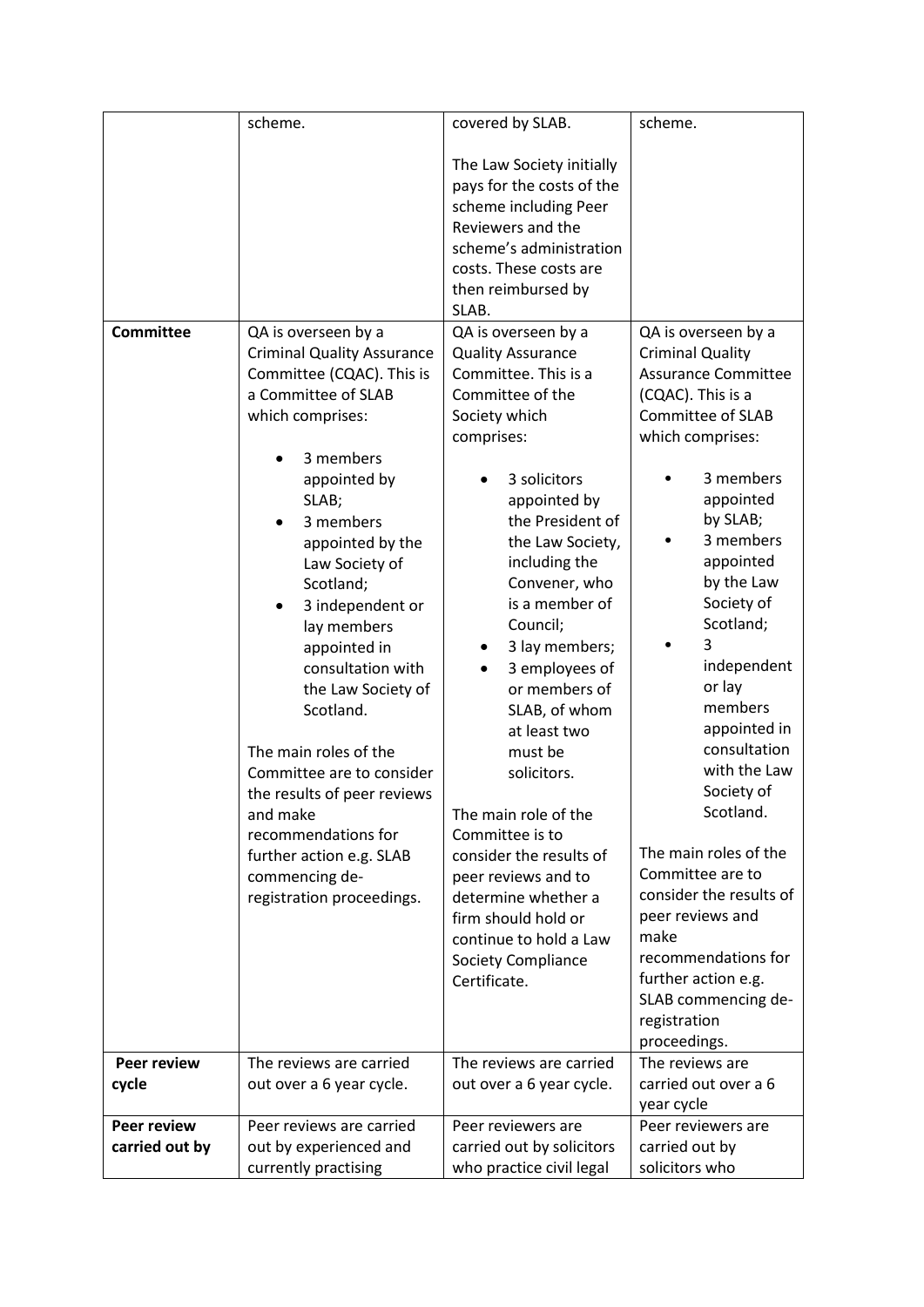| | scheme. | covered by SLAB.<br><br>The Law Society initially pays for the costs of the scheme including Peer Reviewers and the scheme's administration costs. These costs are then reimbursed by SLAB. | scheme. |
|---|---|---|---|
| **Committee** | QA is overseen by a Criminal Quality Assurance Committee (CQAC). This is a Committee of SLAB which comprises:<br><br>• 3 members appointed by SLAB;<br>• 3 members appointed by the Law Society of Scotland;<br>• 3 independent or lay members appointed in consultation with the Law Society of Scotland.<br><br>The main roles of the Committee are to consider the results of peer reviews and make recommendations for further action e.g. SLAB commencing de-registration proceedings. | QA is overseen by a Quality Assurance Committee. This is a Committee of the Society which comprises:<br><br>• 3 solicitors appointed by the President of the Law Society, including the Convener, who is a member of Council;<br>• 3 lay members;<br>• 3 employees of or members of SLAB, of whom at least two must be solicitors.<br><br>The main role of the Committee is to consider the results of peer reviews and to determine whether a firm should hold or continue to hold a Law Society Compliance Certificate. | QA is overseen by a Criminal Quality Assurance Committee (CQAC). This is a Committee of SLAB which comprises:<br><br>• 3 members appointed by SLAB;<br>• 3 members appointed by the Law Society of Scotland;<br>• 3 independent or lay members appointed in consultation with the Law Society of Scotland.<br><br>The main roles of the Committee are to consider the results of peer reviews and make recommendations for further action e.g. SLAB commencing de-registration proceedings. |
| **Peer review cycle** | The reviews are carried out over a 6 year cycle. | The reviews are carried out over a 6 year cycle. | The reviews are carried out over a 6 year cycle |
| **Peer review carried out by** | Peer reviews are carried out by experienced and currently practising | Peer reviewers are carried out by solicitors who practice civil legal | Peer reviewers are carried out by solicitors who |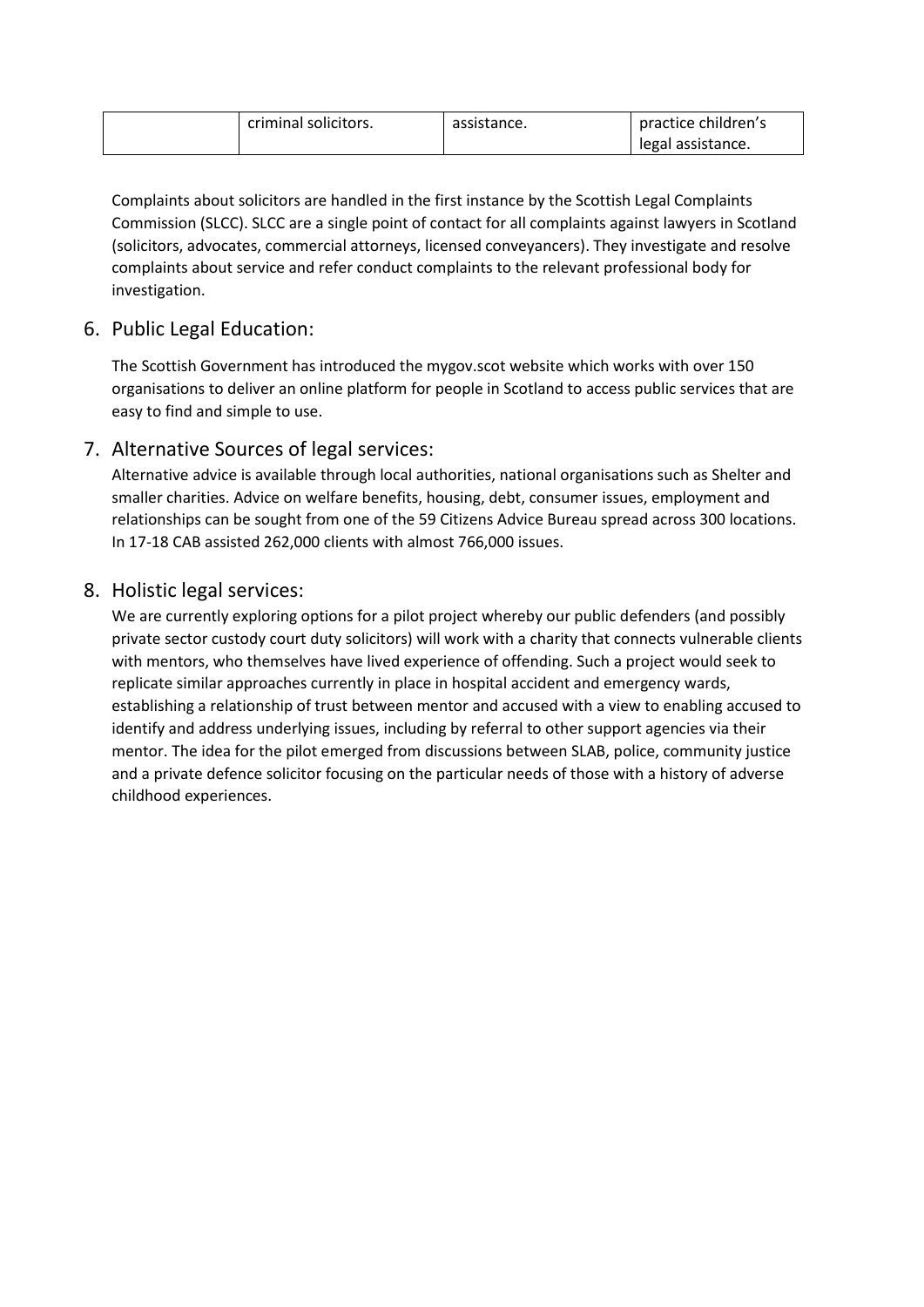| | | | |
|---|---|---|---|
| | criminal solicitors. | assistance. | practice children's legal assistance. |

Complaints about solicitors are handled in the first instance by the Scottish Legal Complaints Commission (SLCC). SLCC are a single point of contact for all complaints against lawyers in Scotland (solicitors, advocates, commercial attorneys, licensed conveyancers). They investigate and resolve complaints about service and refer conduct complaints to the relevant professional body for investigation.

## 6. Public Legal Education:

The Scottish Government has introduced the mygov.scot website which works with over 150 organisations to deliver an online platform for people in Scotland to access public services that are easy to find and simple to use.

## 7. Alternative Sources of legal services:

Alternative advice is available through local authorities, national organisations such as Shelter and smaller charities. Advice on welfare benefits, housing, debt, consumer issues, employment and relationships can be sought from one of the 59 Citizens Advice Bureau spread across 300 locations. In 17-18 CAB assisted 262,000 clients with almost 766,000 issues.

## 8. Holistic legal services:

We are currently exploring options for a pilot project whereby our public defenders (and possibly private sector custody court duty solicitors) will work with a charity that connects vulnerable clients with mentors, who themselves have lived experience of offending. Such a project would seek to replicate similar approaches currently in place in hospital accident and emergency wards, establishing a relationship of trust between mentor and accused with a view to enabling accused to identify and address underlying issues, including by referral to other support agencies via their mentor. The idea for the pilot emerged from discussions between SLAB, police, community justice and a private defence solicitor focusing on the particular needs of those with a history of adverse childhood experiences.